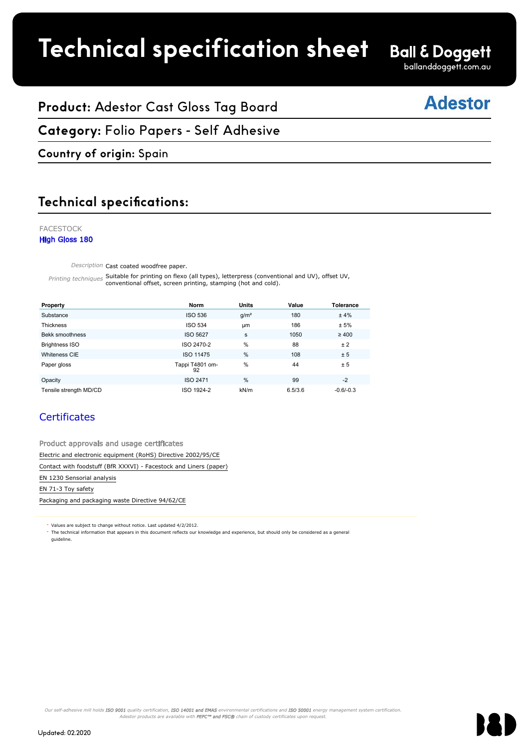# Technical specification sheet

**Ball & Doggett**
balldoggett.com.au

## **Product:** Adestor Cast Gloss Tag Board

Adestor

## **Category:** Folio Papers - Self Adhesive

### **Country of origin:** Spain

## Technical specifications:

FACESTOCK
**High Gloss 180**

*Description* Cast coated woodfree paper.

*Printing techniques* Suitable for printing on flexo (all types), letterpress (conventional and UV), offset UV, conventional offset, screen printing, stamping (hot and cold).

| Property | Norm | Units | Value | Tolerance |
|---|---|---|---|---|
| Substance | ISO 536 | g/m² | 180 | ± 4% |
| Thickness | ISO 534 | µm | 186 | ± 5% |
| Bekk smoothness | ISO 5627 | s | 1050 | ≥ 400 |
| Brightness ISO | ISO 2470-2 | % | 88 | ± 2 |
| Whiteness CIE | ISO 11475 | % | 108 | ± 5 |
| Paper gloss | Tappi T4801 om-92 | % | 44 | ± 5 |
| Opacity | ISO 2471 | % | 99 | -2 |
| Tensile strength MD/CD | ISO 1924-2 | kN/m | 6.5/3.6 | -0.6/-0.3 |

### Certificates

Product approvals and usage certificates

Electric and electronic equipment (RoHS) Directive 2002/95/CE

Contact with foodstuff (BfR XXXVI) - Facestock and Liners (paper)

EN 1230 Sensorial analysis

EN 71-3 Toy safety

Packaging and packaging waste Directive 94/62/CE

- Values are subject to change without notice. Last updated 4/2/2012.
- The technical information that appears in this document reflects our knowledge and experience, but should only be considered as a general guideline.

*Our self-adhesive mill holds **ISO 9001** quality certification, **ISO 14001 and EMAS** environmental certifications and **ISO 50001** energy management system certification. Adestor products are available with **PEFC™ and FSC®** chain of custody certificates upon request.*

Updated: 02.2020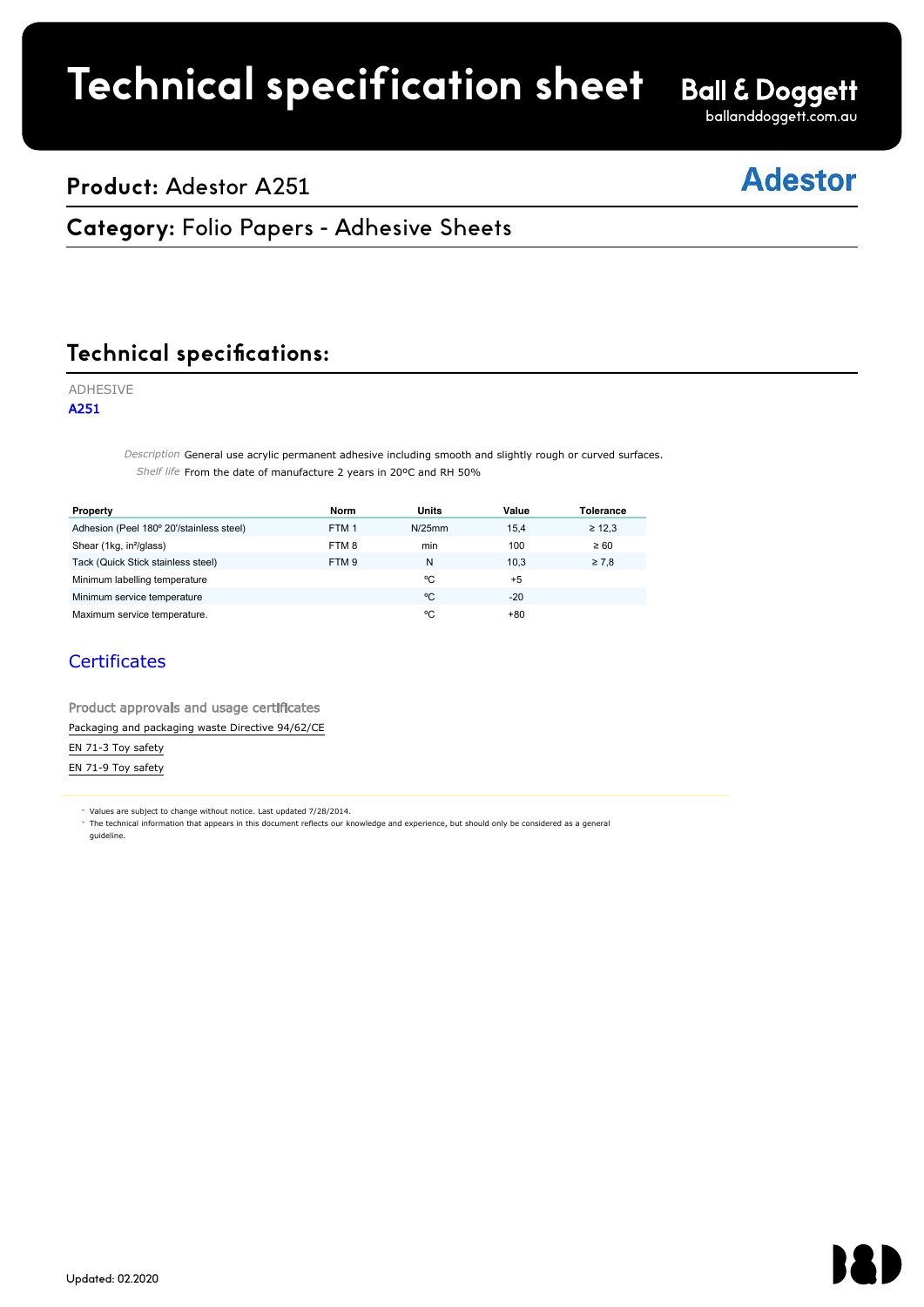# Technical specification sheet

Ball & Doggett
ballanddoggett.com.au

## Product: Adestor A251

Adestor

## Category: Folio Papers - Adhesive Sheets

## Technical specifications:

ADHESIVE

**A251**

*Description* General use acrylic permanent adhesive including smooth and slightly rough or curved surfaces.

*Shelf life* From the date of manufacture 2 years in 20ºC and RH 50%

| Property | Norm | Units | Value | Tolerance |
| --- | --- | --- | --- | --- |
| Adhesion (Peel 180º 20'/stainless steel) | FTM 1 | N/25mm | 15,4 | ≥ 12,3 |
| Shear (1kg, in²/glass) | FTM 8 | min | 100 | ≥ 60 |
| Tack (Quick Stick stainless steel) | FTM 9 | N | 10,3 | ≥ 7,8 |
| Minimum labelling temperature | | ºC | +5 | |
| Minimum service temperature | | ºC | -20 | |
| Maximum service temperature. | | ºC | +80 | |

### Certificates

Product approvals and usage certificates

Packaging and packaging waste Directive 94/62/CE

EN 71-3 Toy safety

EN 71-9 Toy safety

- Values are subject to change without notice. Last updated 7/28/2014.
- The technical information that appears in this document reflects our knowledge and experience, but should only be considered as a general guideline.

Updated: 02.2020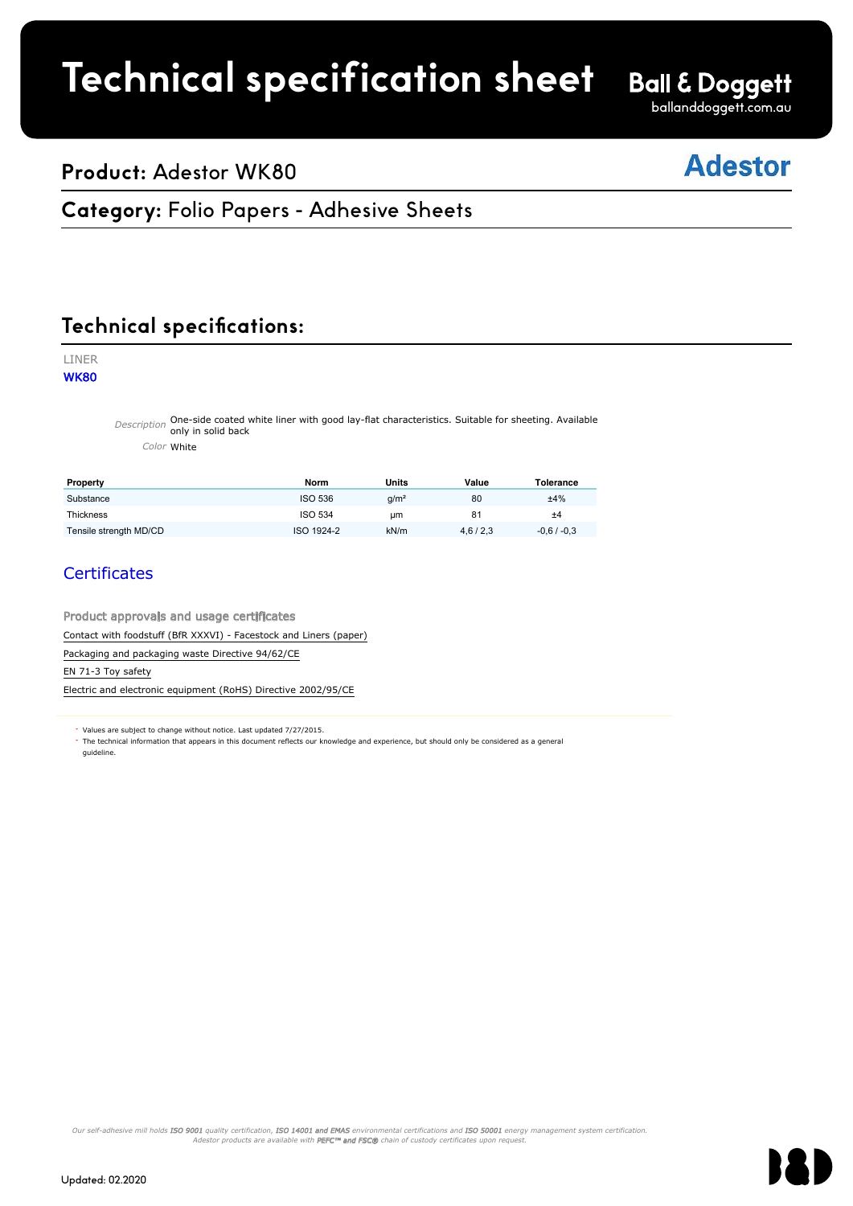# Technical specification sheet

Ball & Doggett
balland doggett.com.au

## Product: Adestor WK80

Adestor

## Category: Folio Papers - Adhesive Sheets

## Technical specifications:

LINER

**WK80**

*Description* One-side coated white liner with good lay-flat characteristics. Suitable for sheeting. Available only in solid back

*Color* White

| Property | Norm | Units | Value | Tolerance |
|---|---|---|---|---|
| Substance | ISO 536 | g/m² | 80 | ±4% |
| Thickness | ISO 534 | µm | 81 | ±4 |
| Tensile strength MD/CD | ISO 1924-2 | kN/m | 4,6 / 2,3 | -0,6 / -0,3 |

### Certificates

Product approvals and usage certificates

Contact with foodstuff (BfR XXXVI) - Facestock and Liners (paper)

Packaging and packaging waste Directive 94/62/CE

EN 71-3 Toy safety

Electric and electronic equipment (RoHS) Directive 2002/95/CE

- Values are subject to change without notice. Last updated 7/27/2015.
- The technical information that appears in this document reflects our knowledge and experience, but should only be considered as a general guideline.

*Our self-adhesive mill holds **ISO 9001** quality certification, **ISO 14001 and EMAS** environmental certifications and **ISO 50001** energy management system certification. Adestor products are available with **PEFC™ and FSC®** chain of custody certificates upon request.*

Updated: 02.2020